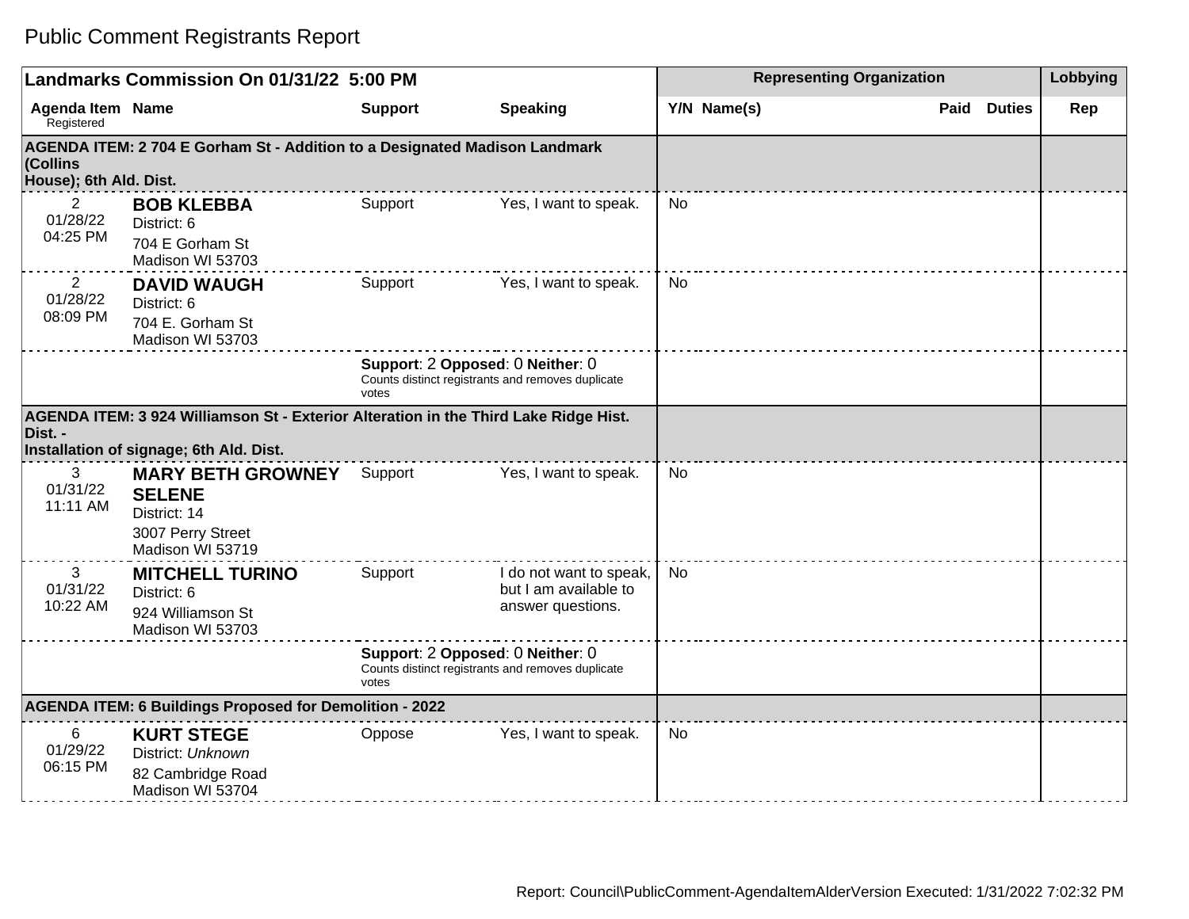# Public Comment Registrants Report

| Landmarks Commission On 01/31/22 5:00 PM | | | | Representing Organization | | | | Lobbying |
|---|---|---|---|---|---|---|---|---|
| Agenda Item Registered | Name | Support | Speaking | Y/N | Name(s) | Paid | Duties | Rep |
| **AGENDA ITEM: 2 704 E Gorham St - Addition to a Designated Madison Landmark (Collins House); 6th Ald. Dist.** | | | | | | | | |
| 2 01/28/22 04:25 PM | **BOB KLEBBA** District: 6 704 E Gorham St Madison WI 53703 | Support | Yes, I want to speak. | No | | | | |
| 2 01/28/22 08:09 PM | **DAVID WAUGH** District: 6 704 E. Gorham St Madison WI 53703 | Support | Yes, I want to speak. | No | | | | |
| | | **Support**: 2 **Opposed**: 0 **Neither**: 0 Counts distinct registrants and removes duplicate votes | | | | | | |
| **AGENDA ITEM: 3 924 Williamson St - Exterior Alteration in the Third Lake Ridge Hist. Dist. - Installation of signage; 6th Ald. Dist.** | | | | | | | | |
| 3 01/31/22 11:11 AM | **MARY BETH GROWNEY SELENE** District: 14 3007 Perry Street Madison WI 53719 | Support | Yes, I want to speak. | No | | | | |
| 3 01/31/22 10:22 AM | **MITCHELL TURINO** District: 6 924 Williamson St Madison WI 53703 | Support | I do not want to speak, but I am available to answer questions. | No | | | | |
| | | **Support**: 2 **Opposed**: 0 **Neither**: 0 Counts distinct registrants and removes duplicate votes | | | | | | |
| **AGENDA ITEM: 6 Buildings Proposed for Demolition - 2022** | | | | | | | | |
| 6 01/29/22 06:15 PM | **KURT STEGE** District: *Unknown* 82 Cambridge Road Madison WI 53704 | Oppose | Yes, I want to speak. | No | | | | |

Report: Council\PublicComment-AgendaItemAlderVersion Executed: 1/31/2022 7:02:32 PM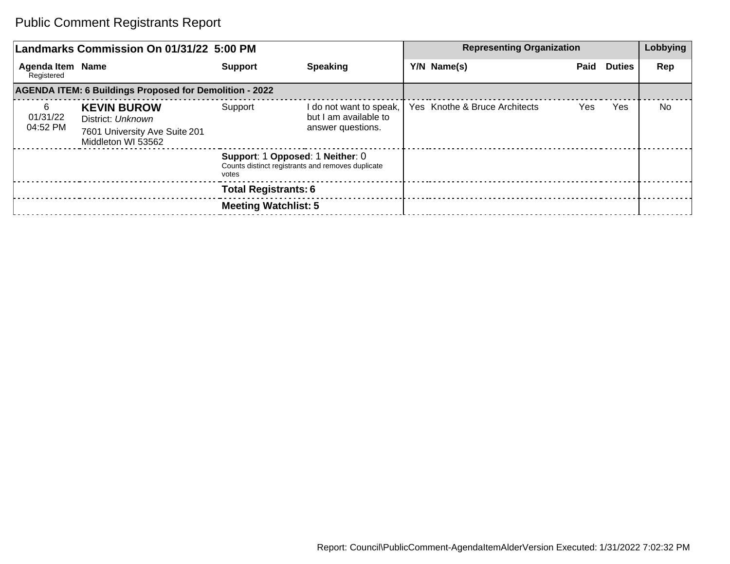Public Comment Registrants Report

| Landmarks Commission On 01/31/22 5:00 PM | | | | Representing Organization | | | | Lobbying |
|---|---|---|---|---|---|---|---|---|
| Agenda Item Registered | Name | Support | Speaking | Y/N | Name(s) | Paid | Duties | Rep |
| **AGENDA ITEM: 6 Buildings Proposed for Demolition - 2022** | | | | | | | | |
| 6 01/31/22 04:52 PM | **KEVIN BUROW** District: *Unknown* 7601 University Ave Suite 201 Middleton WI 53562 | Support | I do not want to speak, but I am available to answer questions. | Yes | Knothe & Bruce Architects | Yes | Yes | No |
| | | **Support**: 1 **Opposed**: 1 **Neither**: 0 Counts distinct registrants and removes duplicate votes | | | | | | |
| | | **Total Registrants: 6** | | | | | | |
| | | **Meeting Watchlist: 5** | | | | | | |

Report: Council\PublicComment-AgendaItemAlderVersion Executed: 1/31/2022 7:02:32 PM